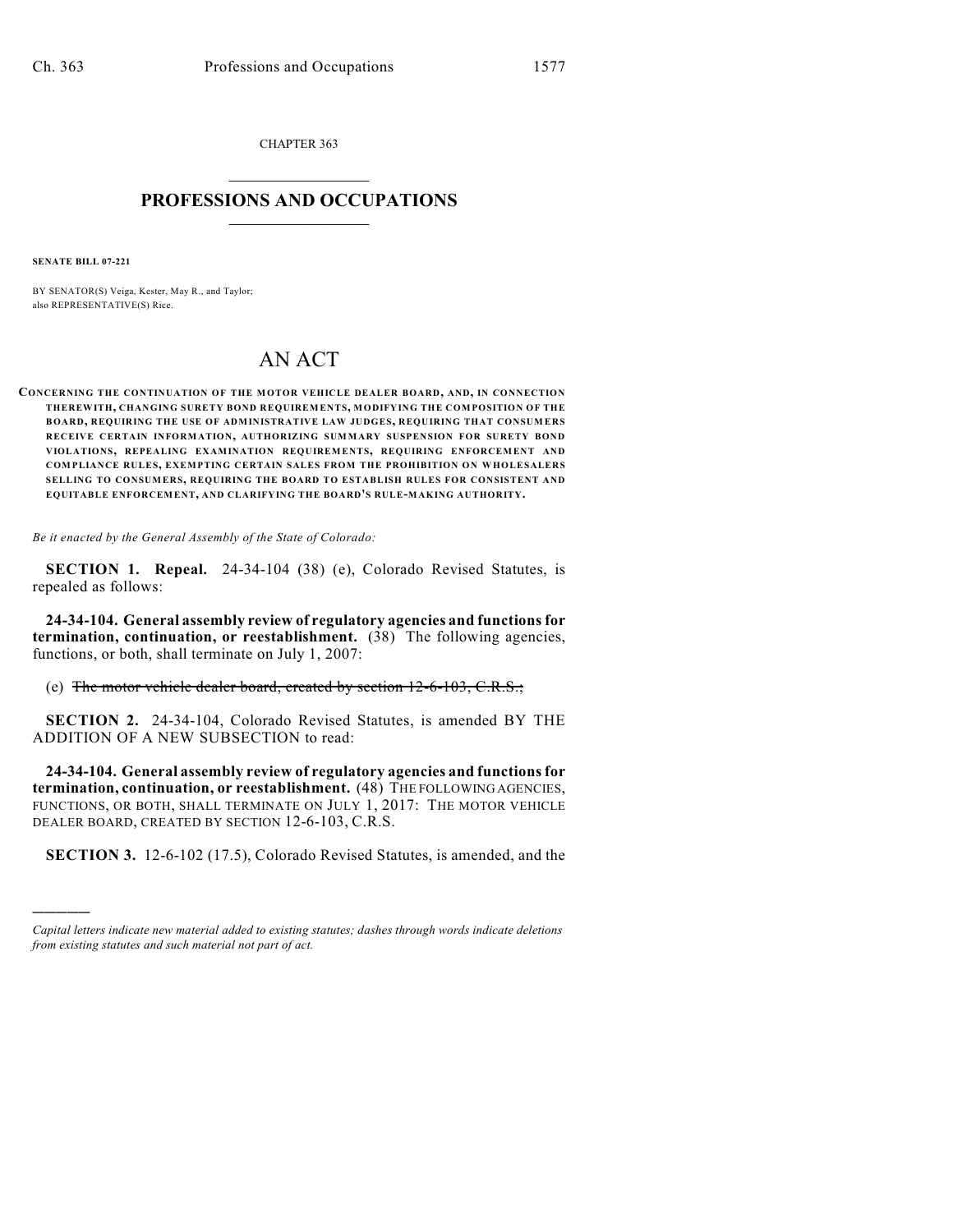CHAPTER 363

# PROFESSIONS AND OCCUPATIONS

**SENATE BILL 07-221**

BY SENATOR(S) Veiga, Kester, May R., and Taylor;
also REPRESENTATIVE(S) Rice.

# AN ACT

**CONCERNING THE CONTINUATION OF THE MOTOR VEHICLE DEALER BOARD, AND, IN CONNECTION THEREWITH, CHANGING SURETY BOND REQUIREMENTS, MODIFYING THE COMPOSITION OF THE BOARD, REQUIRING THE USE OF ADMINISTRATIVE LAW JUDGES, REQUIRING THAT CONSUMERS RECEIVE CERTAIN INFORMATION, AUTHORIZING SUMMARY SUSPENSION FOR SURETY BOND VIOLATIONS, REPEALING EXAMINATION REQUIREMENTS, REQUIRING ENFORCEMENT AND COMPLIANCE RULES, EXEMPTING CERTAIN SALES FROM THE PROHIBITION ON WHOLESALERS SELLING TO CONSUMERS, REQUIRING THE BOARD TO ESTABLISH RULES FOR CONSISTENT AND EQUITABLE ENFORCEMENT, AND CLARIFYING THE BOARD'S RULE-MAKING AUTHORITY.**

*Be it enacted by the General Assembly of the State of Colorado:*

**SECTION 1. Repeal.** 24-34-104 (38) (e), Colorado Revised Statutes, is repealed as follows:

**24-34-104. General assembly review of regulatory agencies and functions for termination, continuation, or reestablishment.** (38) The following agencies, functions, or both, shall terminate on July 1, 2007:

(e) ~~The motor vehicle dealer board, created by section 12-6-103, C.R.S.;~~

**SECTION 2.** 24-34-104, Colorado Revised Statutes, is amended BY THE ADDITION OF A NEW SUBSECTION to read:

**24-34-104. General assembly review of regulatory agencies and functions for termination, continuation, or reestablishment.** (48) THE FOLLOWING AGENCIES, FUNCTIONS, OR BOTH, SHALL TERMINATE ON JULY 1, 2017: THE MOTOR VEHICLE DEALER BOARD, CREATED BY SECTION 12-6-103, C.R.S.

**SECTION 3.** 12-6-102 (17.5), Colorado Revised Statutes, is amended, and the

---

*Capital letters indicate new material added to existing statutes; dashes through words indicate deletions from existing statutes and such material not part of act.*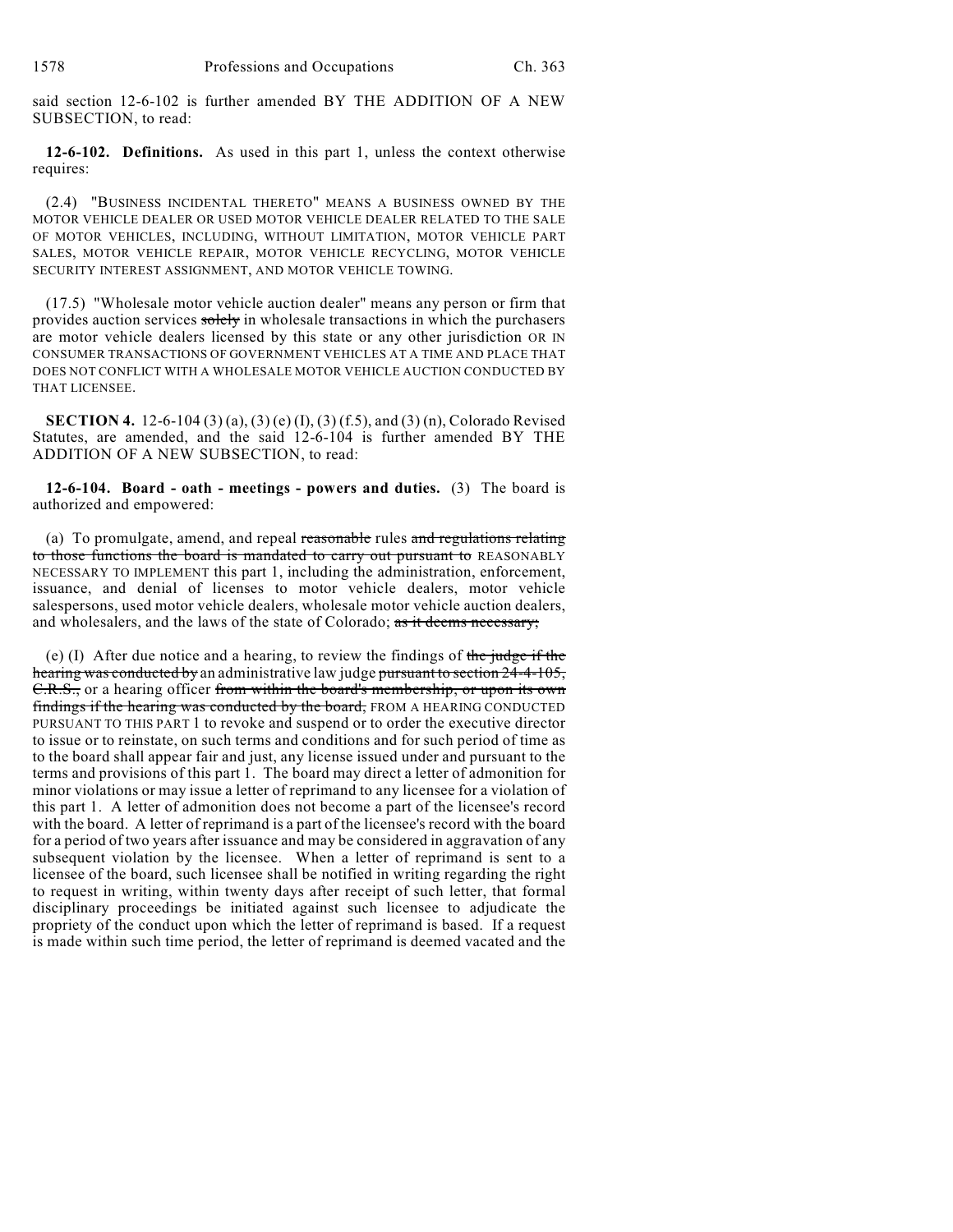said section 12-6-102 is further amended BY THE ADDITION OF A NEW SUBSECTION, to read:

**12-6-102. Definitions.** As used in this part 1, unless the context otherwise requires:

(2.4) "BUSINESS INCIDENTAL THERETO" MEANS A BUSINESS OWNED BY THE MOTOR VEHICLE DEALER OR USED MOTOR VEHICLE DEALER RELATED TO THE SALE OF MOTOR VEHICLES, INCLUDING, WITHOUT LIMITATION, MOTOR VEHICLE PART SALES, MOTOR VEHICLE REPAIR, MOTOR VEHICLE RECYCLING, MOTOR VEHICLE SECURITY INTEREST ASSIGNMENT, AND MOTOR VEHICLE TOWING.

(17.5) "Wholesale motor vehicle auction dealer" means any person or firm that provides auction services ~~solely~~ in wholesale transactions in which the purchasers are motor vehicle dealers licensed by this state or any other jurisdiction OR IN CONSUMER TRANSACTIONS OF GOVERNMENT VEHICLES AT A TIME AND PLACE THAT DOES NOT CONFLICT WITH A WHOLESALE MOTOR VEHICLE AUCTION CONDUCTED BY THAT LICENSEE.

**SECTION 4.** 12-6-104 (3) (a), (3) (e) (I), (3) (f.5), and (3) (n), Colorado Revised Statutes, are amended, and the said 12-6-104 is further amended BY THE ADDITION OF A NEW SUBSECTION, to read:

**12-6-104. Board - oath - meetings - powers and duties.** (3) The board is authorized and empowered:

(a) To promulgate, amend, and repeal ~~reasonable~~ rules ~~and regulations relating to those functions the board is mandated to carry out pursuant to~~ REASONABLY NECESSARY TO IMPLEMENT this part 1, including the administration, enforcement, issuance, and denial of licenses to motor vehicle dealers, motor vehicle salespersons, used motor vehicle dealers, wholesale motor vehicle auction dealers, and wholesalers, and the laws of the state of Colorado; ~~as it deems necessary;~~

(e) (I) After due notice and a hearing, to review the findings of ~~the judge if the hearing was conducted by~~ an administrative law judge ~~pursuant to section 24-4-105, C.R.S.,~~ or a hearing officer ~~from within the board's membership, or upon its own findings if the hearing was conducted by the board,~~ FROM A HEARING CONDUCTED PURSUANT TO THIS PART 1 to revoke and suspend or to order the executive director to issue or to reinstate, on such terms and conditions and for such period of time as to the board shall appear fair and just, any license issued under and pursuant to the terms and provisions of this part 1. The board may direct a letter of admonition for minor violations or may issue a letter of reprimand to any licensee for a violation of this part 1. A letter of admonition does not become a part of the licensee's record with the board. A letter of reprimand is a part of the licensee's record with the board for a period of two years after issuance and may be considered in aggravation of any subsequent violation by the licensee. When a letter of reprimand is sent to a licensee of the board, such licensee shall be notified in writing regarding the right to request in writing, within twenty days after receipt of such letter, that formal disciplinary proceedings be initiated against such licensee to adjudicate the propriety of the conduct upon which the letter of reprimand is based. If a request is made within such time period, the letter of reprimand is deemed vacated and the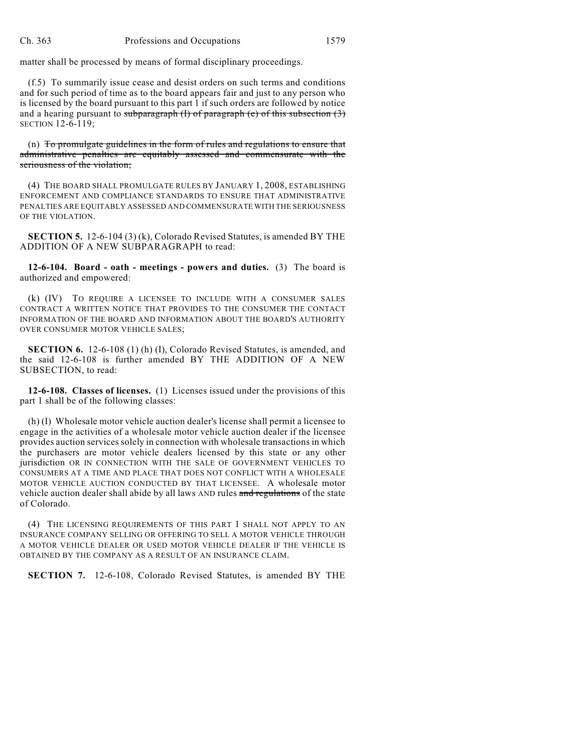matter shall be processed by means of formal disciplinary proceedings.

(f.5) To summarily issue cease and desist orders on such terms and conditions and for such period of time as to the board appears fair and just to any person who is licensed by the board pursuant to this part 1 if such orders are followed by notice and a hearing pursuant to ~~subparagraph (I) of paragraph (e) of this subsection (3)~~ SECTION 12-6-119;

(n) ~~To promulgate guidelines in the form of rules and regulations to ensure that administrative penalties are equitably assessed and commensurate with the seriousness of the violation;~~

(4) THE BOARD SHALL PROMULGATE RULES BY JANUARY 1, 2008, ESTABLISHING ENFORCEMENT AND COMPLIANCE STANDARDS TO ENSURE THAT ADMINISTRATIVE PENALTIES ARE EQUITABLY ASSESSED AND COMMENSURATE WITH THE SERIOUSNESS OF THE VIOLATION.

**SECTION 5.** 12-6-104 (3) (k), Colorado Revised Statutes, is amended BY THE ADDITION OF A NEW SUBPARAGRAPH to read:

**12-6-104. Board - oath - meetings - powers and duties.** (3) The board is authorized and empowered:

(k) (IV) TO REQUIRE A LICENSEE TO INCLUDE WITH A CONSUMER SALES CONTRACT A WRITTEN NOTICE THAT PROVIDES TO THE CONSUMER THE CONTACT INFORMATION OF THE BOARD AND INFORMATION ABOUT THE BOARD'S AUTHORITY OVER CONSUMER MOTOR VEHICLE SALES;

**SECTION 6.** 12-6-108 (1) (h) (I), Colorado Revised Statutes, is amended, and the said 12-6-108 is further amended BY THE ADDITION OF A NEW SUBSECTION, to read:

**12-6-108. Classes of licenses.** (1) Licenses issued under the provisions of this part 1 shall be of the following classes:

(h) (I) Wholesale motor vehicle auction dealer's license shall permit a licensee to engage in the activities of a wholesale motor vehicle auction dealer if the licensee provides auction services solely in connection with wholesale transactions in which the purchasers are motor vehicle dealers licensed by this state or any other jurisdiction OR IN CONNECTION WITH THE SALE OF GOVERNMENT VEHICLES TO CONSUMERS AT A TIME AND PLACE THAT DOES NOT CONFLICT WITH A WHOLESALE MOTOR VEHICLE AUCTION CONDUCTED BY THAT LICENSEE. A wholesale motor vehicle auction dealer shall abide by all laws AND rules ~~and regulations~~ of the state of Colorado.

(4) THE LICENSING REQUIREMENTS OF THIS PART 1 SHALL NOT APPLY TO AN INSURANCE COMPANY SELLING OR OFFERING TO SELL A MOTOR VEHICLE THROUGH A MOTOR VEHICLE DEALER OR USED MOTOR VEHICLE DEALER IF THE VEHICLE IS OBTAINED BY THE COMPANY AS A RESULT OF AN INSURANCE CLAIM.

**SECTION 7.** 12-6-108, Colorado Revised Statutes, is amended BY THE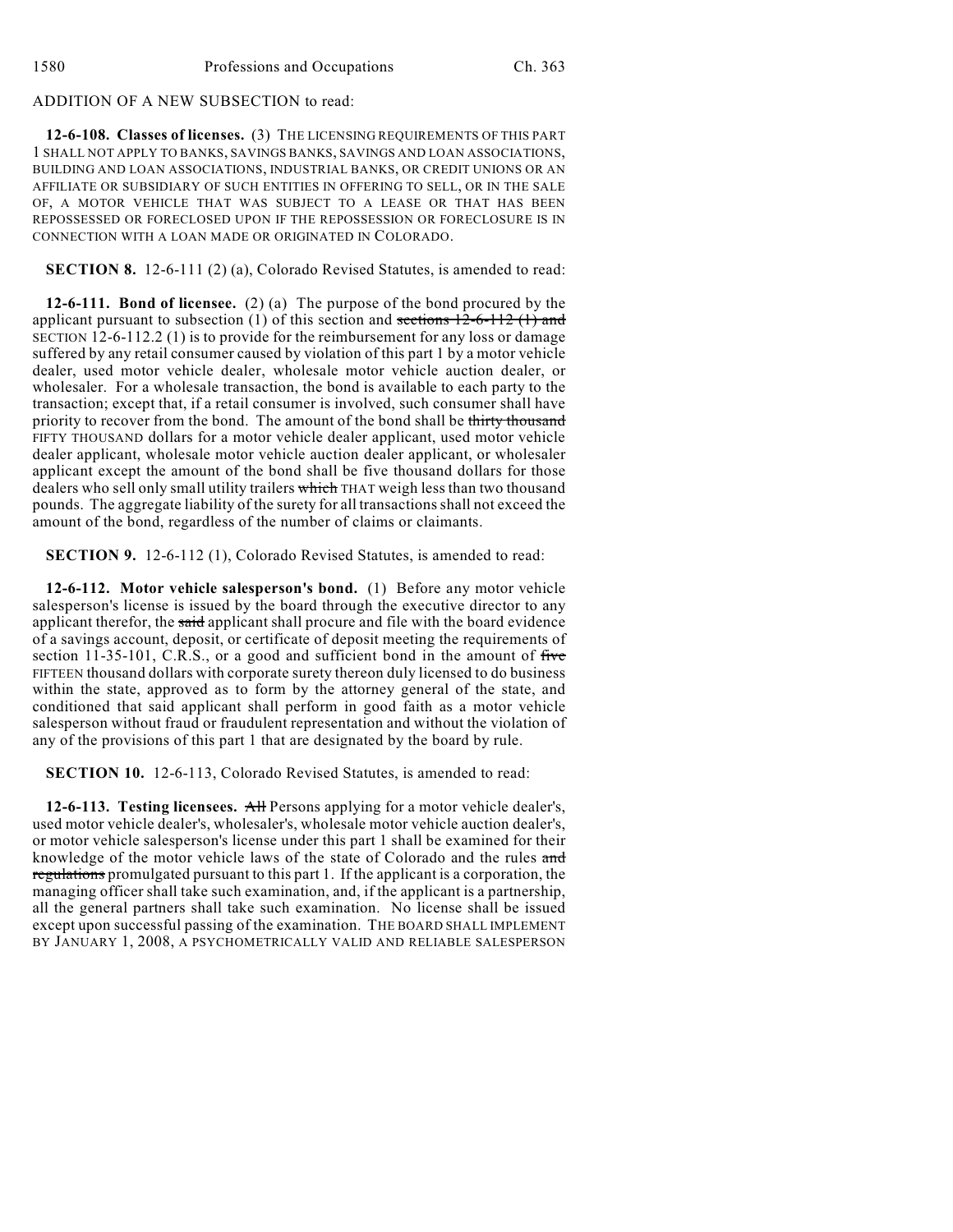ADDITION OF A NEW SUBSECTION to read:

**12-6-108. Classes of licenses.** (3) THE LICENSING REQUIREMENTS OF THIS PART 1 SHALL NOT APPLY TO BANKS, SAVINGS BANKS, SAVINGS AND LOAN ASSOCIATIONS, BUILDING AND LOAN ASSOCIATIONS, INDUSTRIAL BANKS, OR CREDIT UNIONS OR AN AFFILIATE OR SUBSIDIARY OF SUCH ENTITIES IN OFFERING TO SELL, OR IN THE SALE OF, A MOTOR VEHICLE THAT WAS SUBJECT TO A LEASE OR THAT HAS BEEN REPOSSESSED OR FORECLOSED UPON IF THE REPOSSESSION OR FORECLOSURE IS IN CONNECTION WITH A LOAN MADE OR ORIGINATED IN COLORADO.

**SECTION 8.** 12-6-111 (2) (a), Colorado Revised Statutes, is amended to read:

**12-6-111. Bond of licensee.** (2) (a) The purpose of the bond procured by the applicant pursuant to subsection (1) of this section and ~~sections 12-6-112 (1) and~~ SECTION 12-6-112.2 (1) is to provide for the reimbursement for any loss or damage suffered by any retail consumer caused by violation of this part 1 by a motor vehicle dealer, used motor vehicle dealer, wholesale motor vehicle auction dealer, or wholesaler. For a wholesale transaction, the bond is available to each party to the transaction; except that, if a retail consumer is involved, such consumer shall have priority to recover from the bond. The amount of the bond shall be ~~thirty thousand~~ FIFTY THOUSAND dollars for a motor vehicle dealer applicant, used motor vehicle dealer applicant, wholesale motor vehicle auction dealer applicant, or wholesaler applicant except the amount of the bond shall be five thousand dollars for those dealers who sell only small utility trailers ~~which~~ THAT weigh less than two thousand pounds. The aggregate liability of the surety for all transactions shall not exceed the amount of the bond, regardless of the number of claims or claimants.

**SECTION 9.** 12-6-112 (1), Colorado Revised Statutes, is amended to read:

**12-6-112. Motor vehicle salesperson's bond.** (1) Before any motor vehicle salesperson's license is issued by the board through the executive director to any applicant therefor, the ~~said~~ applicant shall procure and file with the board evidence of a savings account, deposit, or certificate of deposit meeting the requirements of section 11-35-101, C.R.S., or a good and sufficient bond in the amount of ~~five~~ FIFTEEN thousand dollars with corporate surety thereon duly licensed to do business within the state, approved as to form by the attorney general of the state, and conditioned that said applicant shall perform in good faith as a motor vehicle salesperson without fraud or fraudulent representation and without the violation of any of the provisions of this part 1 that are designated by the board by rule.

**SECTION 10.** 12-6-113, Colorado Revised Statutes, is amended to read:

**12-6-113. Testing licensees.** ~~All~~ Persons applying for a motor vehicle dealer's, used motor vehicle dealer's, wholesaler's, wholesale motor vehicle auction dealer's, or motor vehicle salesperson's license under this part 1 shall be examined for their knowledge of the motor vehicle laws of the state of Colorado and the rules ~~and regulations~~ promulgated pursuant to this part 1. If the applicant is a corporation, the managing officer shall take such examination, and, if the applicant is a partnership, all the general partners shall take such examination. No license shall be issued except upon successful passing of the examination. THE BOARD SHALL IMPLEMENT BY JANUARY 1, 2008, A PSYCHOMETRICALLY VALID AND RELIABLE SALESPERSON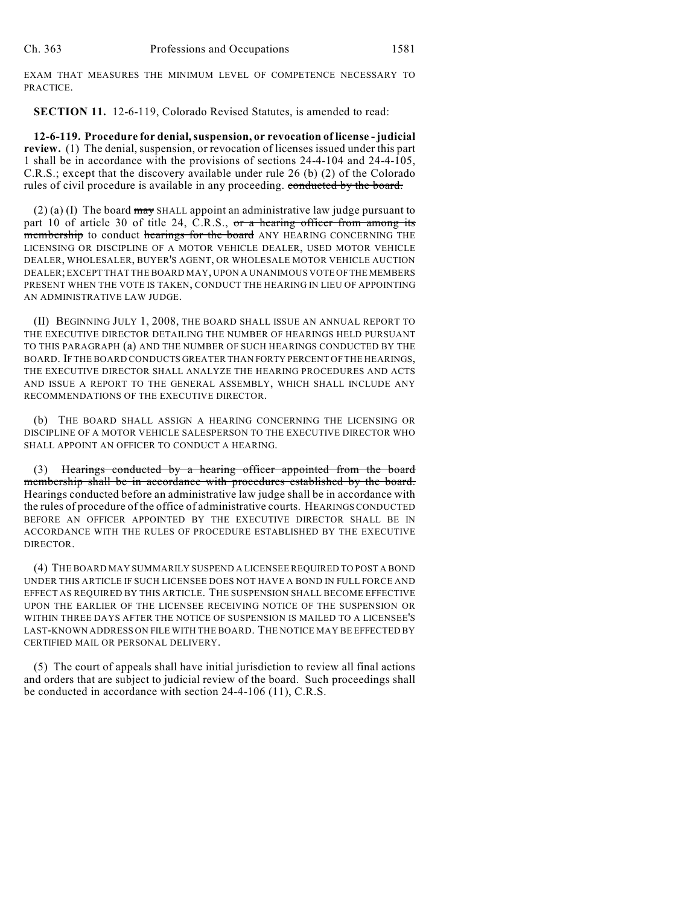EXAM THAT MEASURES THE MINIMUM LEVEL OF COMPETENCE NECESSARY TO PRACTICE.

**SECTION 11.** 12-6-119, Colorado Revised Statutes, is amended to read:

**12-6-119. Procedure for denial, suspension, or revocation of license - judicial review.** (1) The denial, suspension, or revocation of licenses issued under this part 1 shall be in accordance with the provisions of sections 24-4-104 and 24-4-105, C.R.S.; except that the discovery available under rule 26 (b) (2) of the Colorado rules of civil procedure is available in any proceeding. ~~conducted by the board.~~

(2) (a) (I) The board ~~may~~ SHALL appoint an administrative law judge pursuant to part 10 of article 30 of title 24, C.R.S., ~~or a hearing officer from among its membership~~ to conduct ~~hearings for the board~~ ANY HEARING CONCERNING THE LICENSING OR DISCIPLINE OF A MOTOR VEHICLE DEALER, USED MOTOR VEHICLE DEALER, WHOLESALER, BUYER'S AGENT, OR WHOLESALE MOTOR VEHICLE AUCTION DEALER; EXCEPT THAT THE BOARD MAY, UPON A UNANIMOUS VOTE OF THE MEMBERS PRESENT WHEN THE VOTE IS TAKEN, CONDUCT THE HEARING IN LIEU OF APPOINTING AN ADMINISTRATIVE LAW JUDGE.

(II) BEGINNING JULY 1, 2008, THE BOARD SHALL ISSUE AN ANNUAL REPORT TO THE EXECUTIVE DIRECTOR DETAILING THE NUMBER OF HEARINGS HELD PURSUANT TO THIS PARAGRAPH (a) AND THE NUMBER OF SUCH HEARINGS CONDUCTED BY THE BOARD. IF THE BOARD CONDUCTS GREATER THAN FORTY PERCENT OF THE HEARINGS, THE EXECUTIVE DIRECTOR SHALL ANALYZE THE HEARING PROCEDURES AND ACTS AND ISSUE A REPORT TO THE GENERAL ASSEMBLY, WHICH SHALL INCLUDE ANY RECOMMENDATIONS OF THE EXECUTIVE DIRECTOR.

(b) THE BOARD SHALL ASSIGN A HEARING CONCERNING THE LICENSING OR DISCIPLINE OF A MOTOR VEHICLE SALESPERSON TO THE EXECUTIVE DIRECTOR WHO SHALL APPOINT AN OFFICER TO CONDUCT A HEARING.

(3) ~~Hearings conducted by a hearing officer appointed from the board membership shall be in accordance with procedures established by the board.~~ Hearings conducted before an administrative law judge shall be in accordance with the rules of procedure of the office of administrative courts. HEARINGS CONDUCTED BEFORE AN OFFICER APPOINTED BY THE EXECUTIVE DIRECTOR SHALL BE IN ACCORDANCE WITH THE RULES OF PROCEDURE ESTABLISHED BY THE EXECUTIVE DIRECTOR.

(4) THE BOARD MAY SUMMARILY SUSPEND A LICENSEE REQUIRED TO POST A BOND UNDER THIS ARTICLE IF SUCH LICENSEE DOES NOT HAVE A BOND IN FULL FORCE AND EFFECT AS REQUIRED BY THIS ARTICLE. THE SUSPENSION SHALL BECOME EFFECTIVE UPON THE EARLIER OF THE LICENSEE RECEIVING NOTICE OF THE SUSPENSION OR WITHIN THREE DAYS AFTER THE NOTICE OF SUSPENSION IS MAILED TO A LICENSEE'S LAST-KNOWN ADDRESS ON FILE WITH THE BOARD. THE NOTICE MAY BE EFFECTED BY CERTIFIED MAIL OR PERSONAL DELIVERY.

(5) The court of appeals shall have initial jurisdiction to review all final actions and orders that are subject to judicial review of the board. Such proceedings shall be conducted in accordance with section 24-4-106 (11), C.R.S.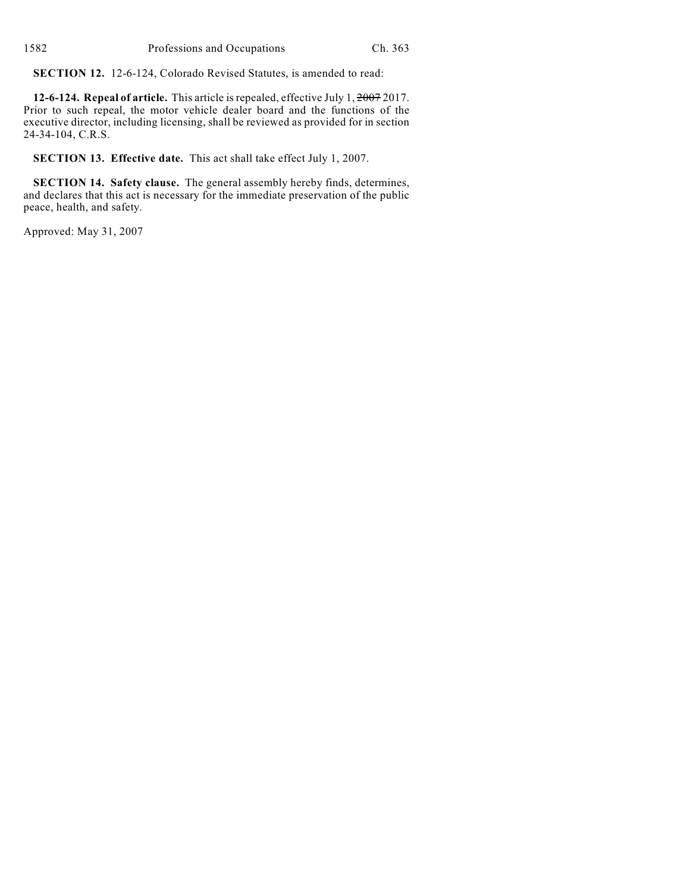**SECTION 12.** 12-6-124, Colorado Revised Statutes, is amended to read:

**12-6-124. Repeal of article.** This article is repealed, effective July 1, ~~2007~~ 2017. Prior to such repeal, the motor vehicle dealer board and the functions of the executive director, including licensing, shall be reviewed as provided for in section 24-34-104, C.R.S.

**SECTION 13. Effective date.** This act shall take effect July 1, 2007.

**SECTION 14. Safety clause.** The general assembly hereby finds, determines, and declares that this act is necessary for the immediate preservation of the public peace, health, and safety.

Approved: May 31, 2007